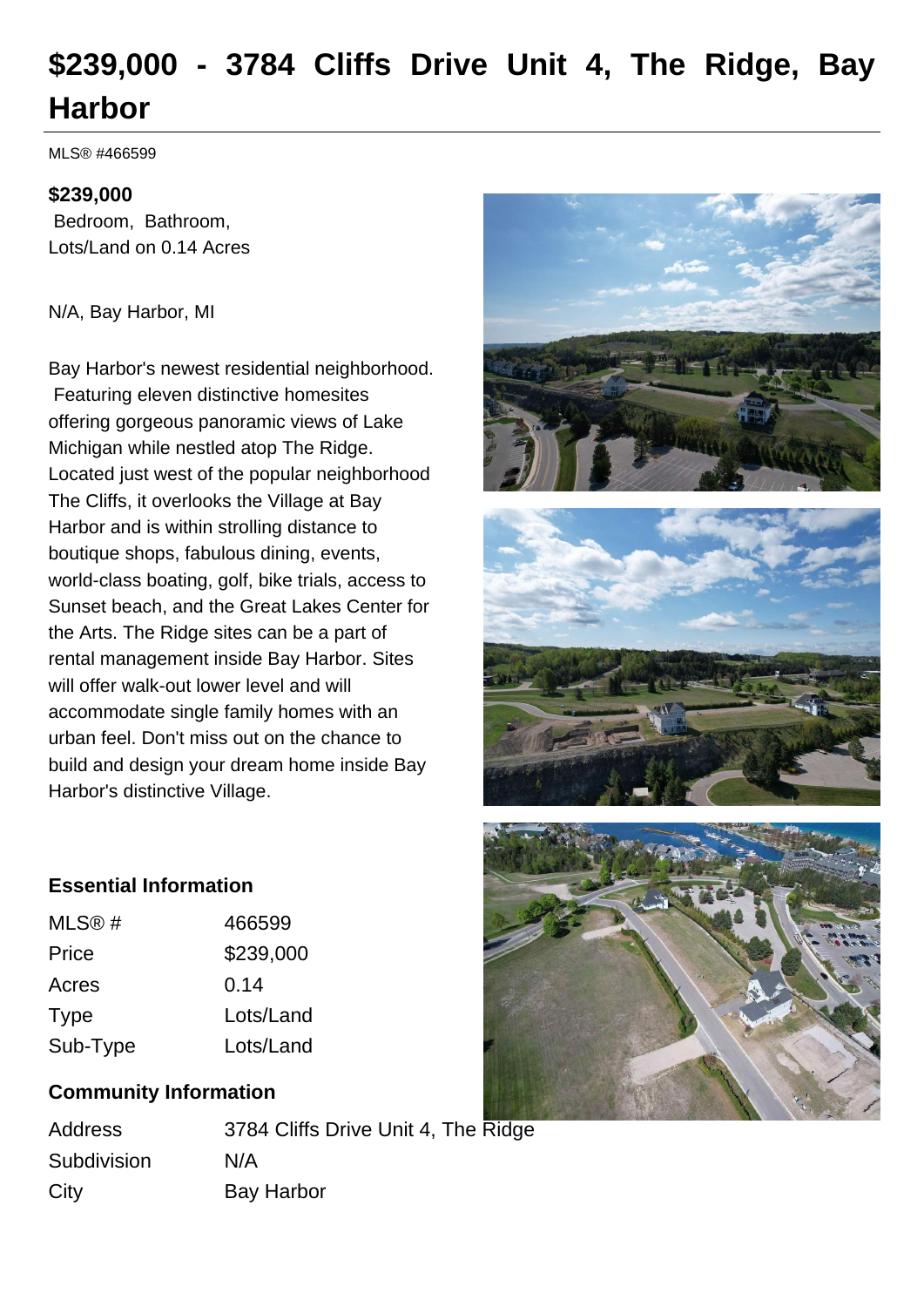# $239,000 - 3784 Cliffs Drive Unit 4, The Ridge, Bay Harbor

MLS® #466599

**$239,000**

Bedroom, Bathroom, Lots/Land on 0.14 Acres

N/A, Bay Harbor, MI

Bay Harbor's newest residential neighborhood. Featuring eleven distinctive homesites offering gorgeous panoramic views of Lake Michigan while nestled atop The Ridge. Located just west of the popular neighborhood The Cliffs, it overlooks the Village at Bay Harbor and is within strolling distance to boutique shops, fabulous dining, events, world-class boating, golf, bike trials, access to Sunset beach, and the Great Lakes Center for the Arts. The Ridge sites can be a part of rental management inside Bay Harbor. Sites will offer walk-out lower level and will accommodate single family homes with an urban feel. Don't miss out on the chance to build and design your dream home inside Bay Harbor's distinctive Village.

### Essential Information

| | |
|---|---|
| MLS® # | 466599 |
| Price | $239,000 |
| Acres | 0.14 |
| Type | Lots/Land |
| Sub-Type | Lots/Land |

### Community Information

| | |
|---|---|
| Address | 3784 Cliffs Drive Unit 4, The Ridge |
| Subdivision | N/A |
| City | Bay Harbor |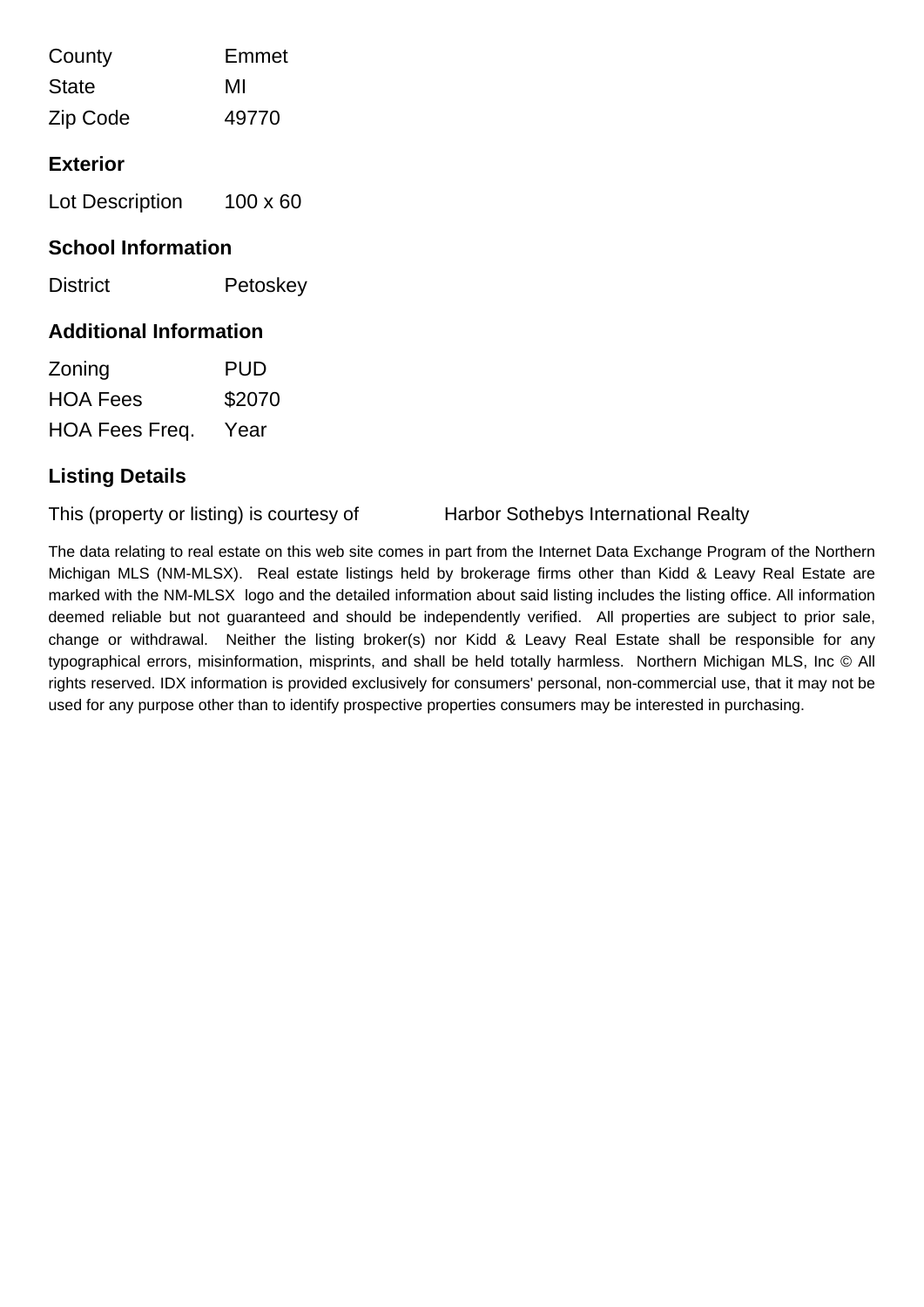| | |
|---|---|
| County | Emmet |
| State | MI |
| Zip Code | 49770 |

## Exterior

| | |
|---|---|
| Lot Description | 100 x 60 |

## School Information

| | |
|---|---|
| District | Petoskey |

## Additional Information

| | |
|---|---|
| Zoning | PUD |
| HOA Fees | $2070 |
| HOA Fees Freq. | Year |

## Listing Details

This (property or listing) is courtesy of Harbor Sothebys International Realty

The data relating to real estate on this web site comes in part from the Internet Data Exchange Program of the Northern Michigan MLS (NM-MLSX). Real estate listings held by brokerage firms other than Kidd & Leavy Real Estate are marked with the NM-MLSX logo and the detailed information about said listing includes the listing office. All information deemed reliable but not guaranteed and should be independently verified. All properties are subject to prior sale, change or withdrawal. Neither the listing broker(s) nor Kidd & Leavy Real Estate shall be responsible for any typographical errors, misinformation, misprints, and shall be held totally harmless. Northern Michigan MLS, Inc © All rights reserved. IDX information is provided exclusively for consumers' personal, non-commercial use, that it may not be used for any purpose other than to identify prospective properties consumers may be interested in purchasing.